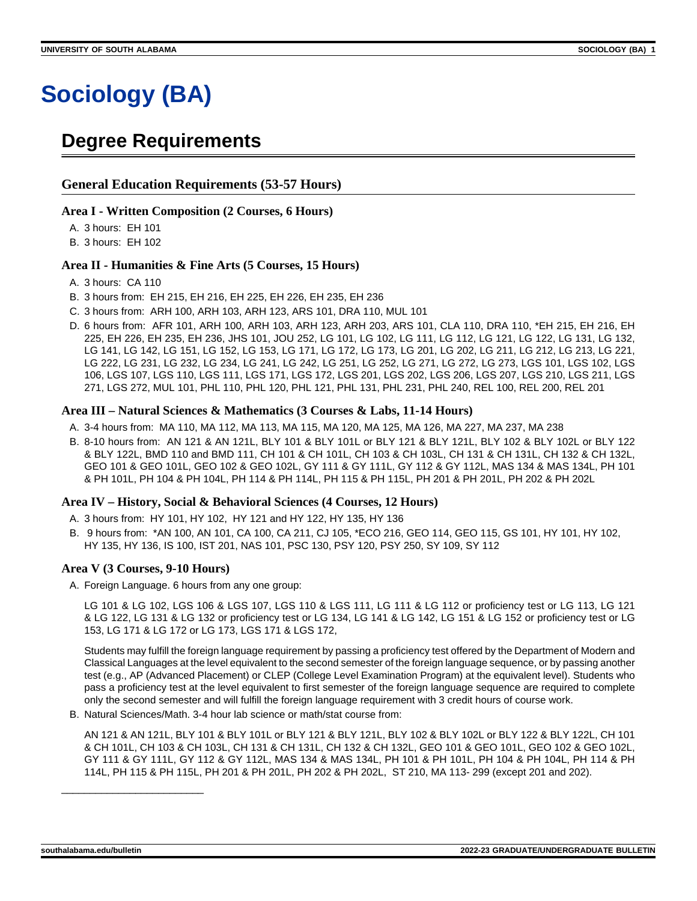# Sociology (BA)

## Degree Requirements

### General Education Requirements (53-57 Hours)

#### Area I - Written Composition (2 Courses, 6 Hours)

A. 3 hours:  EH 101
B. 3 hours:  EH 102

#### Area II - Humanities & Fine Arts (5 Courses, 15 Hours)

A. 3 hours:  CA 110
B. 3 hours from:  EH 215, EH 216, EH 225, EH 226, EH 235, EH 236
C. 3 hours from:  ARH 100, ARH 103, ARH 123, ARS 101, DRA 110, MUL 101
D. 6 hours from:  AFR 101, ARH 100, ARH 103, ARH 123, ARH 203, ARS 101, CLA 110, DRA 110, *EH 215, EH 216, EH 225, EH 226, EH 235, EH 236, JHS 101, JOU 252, LG 101, LG 102, LG 111, LG 112, LG 121, LG 122, LG 131, LG 132, LG 141, LG 142, LG 151, LG 152, LG 153, LG 171, LG 172, LG 173, LG 201, LG 202, LG 211, LG 212, LG 213, LG 221, LG 222, LG 231, LG 232, LG 234, LG 241, LG 242, LG 251, LG 252, LG 271, LG 272, LG 273, LGS 101, LGS 102, LGS 106, LGS 107, LGS 110, LGS 111, LGS 171, LGS 172, LGS 201, LGS 202, LGS 206, LGS 207, LGS 210, LGS 211, LGS 271, LGS 272, MUL 101, PHL 110, PHL 120, PHL 121, PHL 131, PHL 231, PHL 240, REL 100, REL 200, REL 201

#### Area III – Natural Sciences & Mathematics (3 Courses & Labs, 11-14 Hours)

A. 3-4 hours from:  MA 110, MA 112, MA 113, MA 115, MA 120, MA 125, MA 126, MA 227, MA 237, MA 238
B. 8-10 hours from:  AN 121 & AN 121L, BLY 101 & BLY 101L or BLY 121 & BLY 121L, BLY 102 & BLY 102L or BLY 122 & BLY 122L, BMD 110 and BMD 111, CH 101 & CH 101L, CH 103 & CH 103L, CH 131 & CH 131L, CH 132 & CH 132L, GEO 101 & GEO 101L, GEO 102 & GEO 102L, GY 111 & GY 111L, GY 112 & GY 112L, MAS 134 & MAS 134L, PH 101 & PH 101L, PH 104 & PH 104L, PH 114 & PH 114L, PH 115 & PH 115L, PH 201 & PH 201L, PH 202 & PH 202L

#### Area IV – History, Social & Behavioral Sciences (4 Courses, 12 Hours)

A. 3 hours from:  HY 101, HY 102,  HY 121 and HY 122, HY 135, HY 136
B. 9 hours from:  *AN 100, AN 101, CA 100, CA 211, CJ 105, *ECO 216, GEO 114, GEO 115, GS 101, HY 101, HY 102, HY 135, HY 136, IS 100, IST 201, NAS 101, PSC 130, PSY 120, PSY 250, SY 109, SY 112

#### Area V (3 Courses, 9-10 Hours)

A. Foreign Language. 6 hours from any one group:

   LG 101 & LG 102, LGS 106 & LGS 107, LGS 110 & LGS 111, LG 111 & LG 112 or proficiency test or LG 113, LG 121 & LG 122, LG 131 & LG 132 or proficiency test or LG 134, LG 141 & LG 142, LG 151 & LG 152 or proficiency test or LG 153, LG 171 & LG 172 or LG 173, LGS 171 & LGS 172,

   Students may fulfill the foreign language requirement by passing a proficiency test offered by the Department of Modern and Classical Languages at the level equivalent to the second semester of the foreign language sequence, or by passing another test (e.g., AP (Advanced Placement) or CLEP (College Level Examination Program) at the equivalent level). Students who pass a proficiency test at the level equivalent to first semester of the foreign language sequence are required to complete only the second semester and will fulfill the foreign language requirement with 3 credit hours of course work.

B. Natural Sciences/Math. 3-4 hour lab science or math/stat course from:

   AN 121 & AN 121L, BLY 101 & BLY 101L or BLY 121 & BLY 121L, BLY 102 & BLY 102L or BLY 122 & BLY 122L, CH 101 & CH 101L, CH 103 & CH 103L, CH 131 & CH 131L, CH 132 & CH 132L, GEO 101 & GEO 101L, GEO 102 & GEO 102L, GY 111 & GY 111L, GY 112 & GY 112L, MAS 134 & MAS 134L, PH 101 & PH 101L, PH 104 & PH 104L, PH 114 & PH 114L, PH 115 & PH 115L, PH 201 & PH 201L, PH 202 & PH 202L,  ST 210, MA 113- 299 (except 201 and 202).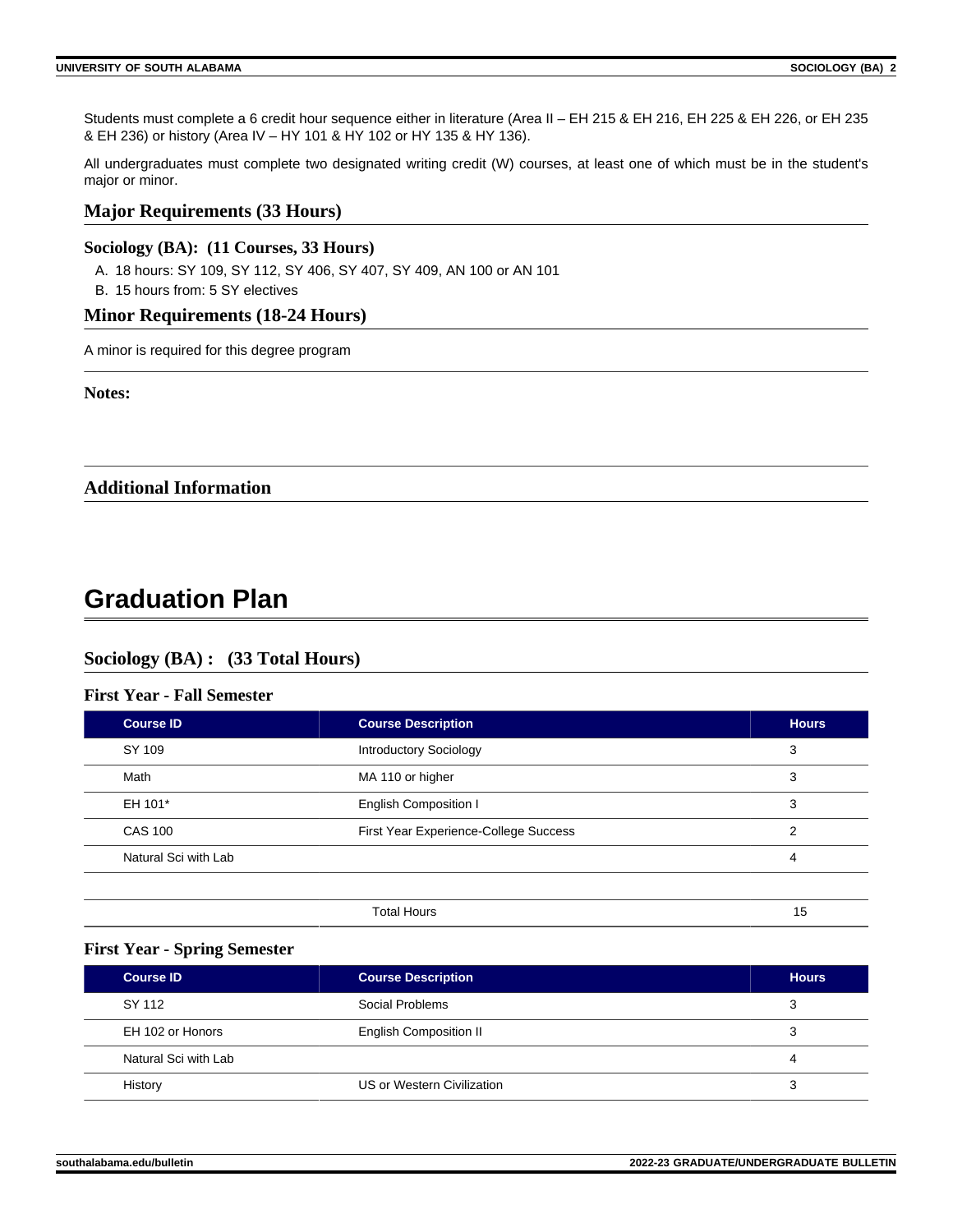Students must complete a 6 credit hour sequence either in literature (Area II – EH 215 & EH 216, EH 225 & EH 226, or EH 235 & EH 236) or history (Area IV – HY 101 & HY 102 or HY 135 & HY 136).

All undergraduates must complete two designated writing credit (W) courses, at least one of which must be in the student's major or minor.

## Major Requirements (33 Hours)

### Sociology (BA): (11 Courses, 33 Hours)

A. 18 hours: SY 109, SY 112, SY 406, SY 407, SY 409, AN 100 or AN 101
B. 15 hours from: 5 SY electives

## Minor Requirements (18-24 Hours)

A minor is required for this degree program

**Notes:**

## Additional Information

# Graduation Plan

## Sociology (BA) : (33 Total Hours)

### First Year - Fall Semester

| Course ID | Course Description | Hours |
|---|---|---|
| SY 109 | Introductory Sociology | 3 |
| Math | MA 110 or higher | 3 |
| EH 101* | English Composition I | 3 |
| CAS 100 | First Year Experience-College Success | 2 |
| Natural Sci with Lab | | 4 |
| | | |
| | Total Hours | 15 |

### First Year - Spring Semester

| Course ID | Course Description | Hours |
|---|---|---|
| SY 112 | Social Problems | 3 |
| EH 102 or Honors | English Composition II | 3 |
| Natural Sci with Lab | | 4 |
| History | US or Western Civilization | 3 |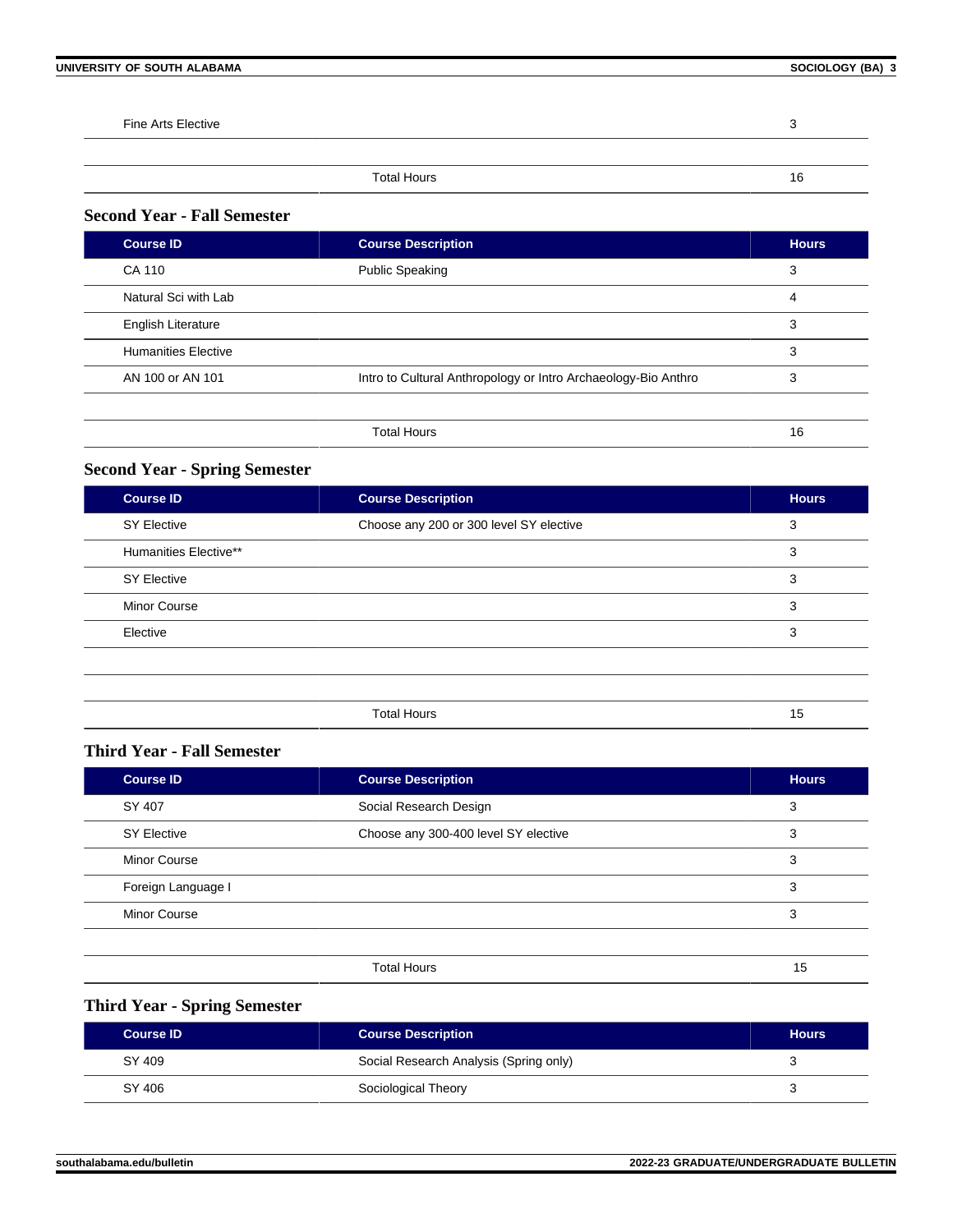| Course ID | Course Description | Hours |
|---|---|---|
| Fine Arts Elective | | 3 |
| | | |
| | Total Hours | 16 |

### Second Year - Fall Semester

| Course ID | Course Description | Hours |
|---|---|---|
| CA 110 | Public Speaking | 3 |
| Natural Sci with Lab | | 4 |
| English Literature | | 3 |
| Humanities Elective | | 3 |
| AN 100 or AN 101 | Intro to Cultural Anthropology or Intro Archaeology-Bio Anthro | 3 |
| | | |
| | Total Hours | 16 |

### Second Year - Spring Semester

| Course ID | Course Description | Hours |
|---|---|---|
| SY Elective | Choose any 200 or 300 level SY elective | 3 |
| Humanities Elective** | | 3 |
| SY Elective | | 3 |
| Minor Course | | 3 |
| Elective | | 3 |
| | | |
| | | |
| | Total Hours | 15 |

### Third Year - Fall Semester

| Course ID | Course Description | Hours |
|---|---|---|
| SY 407 | Social Research Design | 3 |
| SY Elective | Choose any 300-400 level SY elective | 3 |
| Minor Course | | 3 |
| Foreign Language I | | 3 |
| Minor Course | | 3 |
| | | |
| | Total Hours | 15 |

### Third Year - Spring Semester

| Course ID | Course Description | Hours |
|---|---|---|
| SY 409 | Social Research Analysis (Spring only) | 3 |
| SY 406 | Sociological Theory | 3 |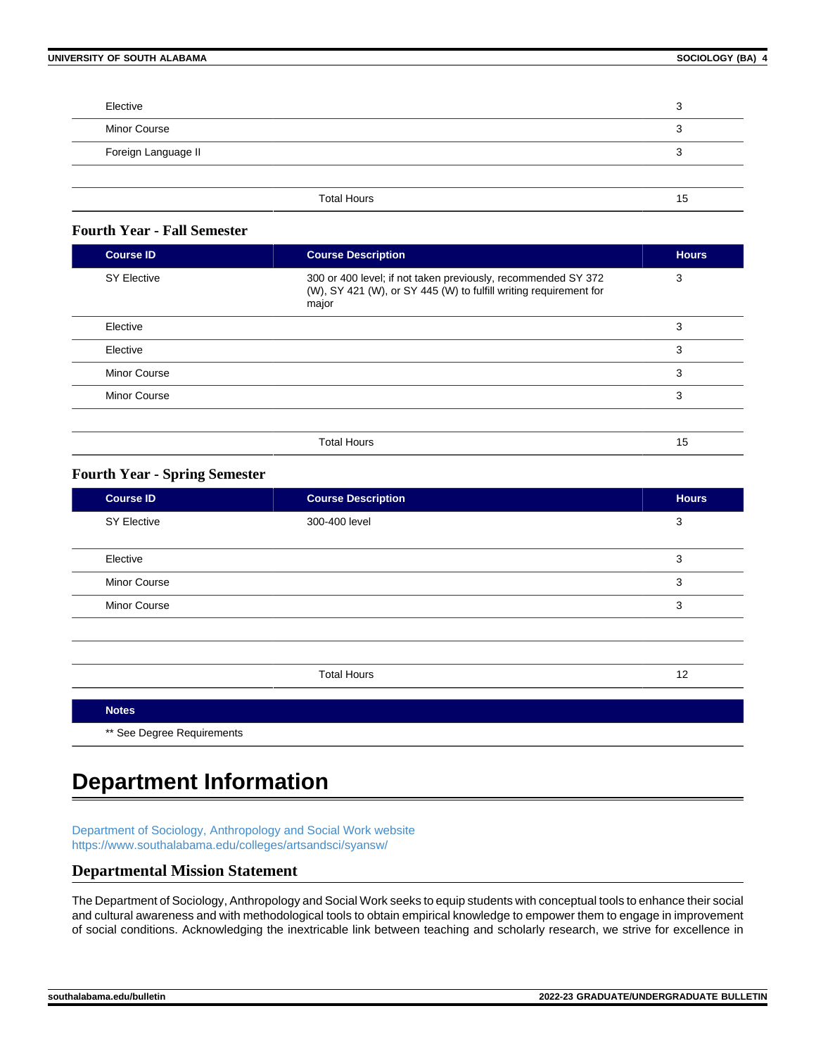| | | |
|---|---|---|
| Elective | | 3 |
| Minor Course | | 3 |
| Foreign Language II | | 3 |
| | | |
| | Total Hours | 15 |

### Fourth Year - Fall Semester

| Course ID | Course Description | Hours |
|---|---|---|
| SY Elective | 300 or 400 level; if not taken previously, recommended SY 372 (W), SY 421 (W), or SY 445 (W) to fulfill writing requirement for major | 3 |
| Elective | | 3 |
| Elective | | 3 |
| Minor Course | | 3 |
| Minor Course | | 3 |
| | | |
| | Total Hours | 15 |

### Fourth Year - Spring Semester

| Course ID | Course Description | Hours |
|---|---|---|
| SY Elective | 300-400 level | 3 |
| Elective | | 3 |
| Minor Course | | 3 |
| Minor Course | | 3 |
| | | |
| | | |
| | Total Hours | 12 |

| Notes |
|---|
| ** See Degree Requirements |

# Department Information

Department of Sociology, Anthropology and Social Work website
https://www.southalabama.edu/colleges/artsandsci/syansw/

## Departmental Mission Statement

The Department of Sociology, Anthropology and Social Work seeks to equip students with conceptual tools to enhance their social and cultural awareness and with methodological tools to obtain empirical knowledge to empower them to engage in improvement of social conditions. Acknowledging the inextricable link between teaching and scholarly research, we strive for excellence in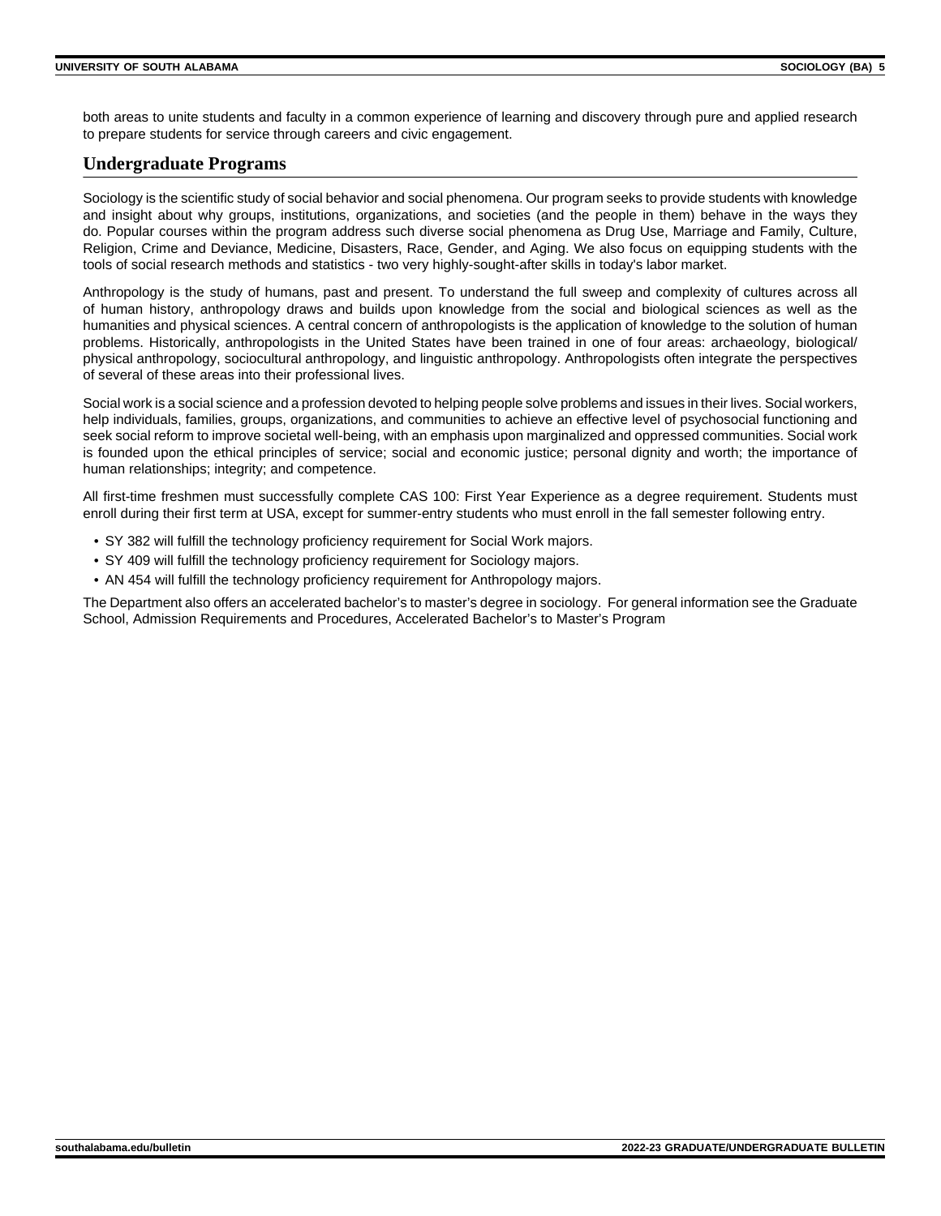both areas to unite students and faculty in a common experience of learning and discovery through pure and applied research to prepare students for service through careers and civic engagement.

## Undergraduate Programs

Sociology is the scientific study of social behavior and social phenomena. Our program seeks to provide students with knowledge and insight about why groups, institutions, organizations, and societies (and the people in them) behave in the ways they do. Popular courses within the program address such diverse social phenomena as Drug Use, Marriage and Family, Culture, Religion, Crime and Deviance, Medicine, Disasters, Race, Gender, and Aging. We also focus on equipping students with the tools of social research methods and statistics - two very highly-sought-after skills in today's labor market.

Anthropology is the study of humans, past and present. To understand the full sweep and complexity of cultures across all of human history, anthropology draws and builds upon knowledge from the social and biological sciences as well as the humanities and physical sciences. A central concern of anthropologists is the application of knowledge to the solution of human problems. Historically, anthropologists in the United States have been trained in one of four areas: archaeology, biological/physical anthropology, sociocultural anthropology, and linguistic anthropology. Anthropologists often integrate the perspectives of several of these areas into their professional lives.

Social work is a social science and a profession devoted to helping people solve problems and issues in their lives. Social workers, help individuals, families, groups, organizations, and communities to achieve an effective level of psychosocial functioning and seek social reform to improve societal well-being, with an emphasis upon marginalized and oppressed communities. Social work is founded upon the ethical principles of service; social and economic justice; personal dignity and worth; the importance of human relationships; integrity; and competence.

All first-time freshmen must successfully complete CAS 100: First Year Experience as a degree requirement. Students must enroll during their first term at USA, except for summer-entry students who must enroll in the fall semester following entry.

- SY 382 will fulfill the technology proficiency requirement for Social Work majors.
- SY 409 will fulfill the technology proficiency requirement for Sociology majors.
- AN 454 will fulfill the technology proficiency requirement for Anthropology majors.

The Department also offers an accelerated bachelor's to master's degree in sociology. For general information see the Graduate School, Admission Requirements and Procedures, Accelerated Bachelor's to Master's Program